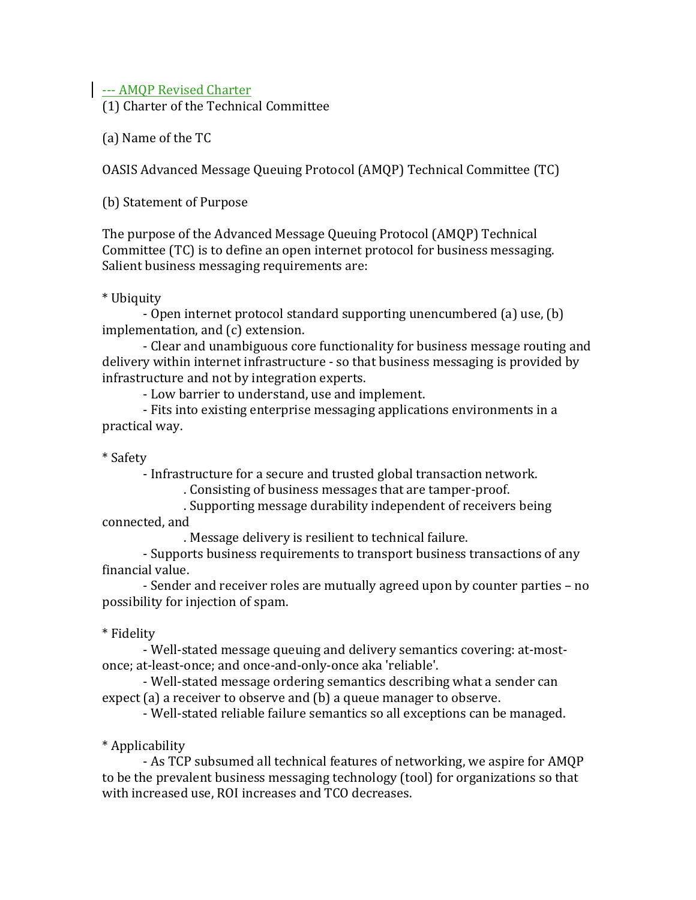--- AMQP Revised Charter

(1) Charter of the Technical Committee

(a) Name of the TC

OASIS Advanced Message Queuing Protocol (AMQP) Technical Committee (TC)

(b) Statement of Purpose

The purpose of the Advanced Message Queuing Protocol (AMQP) Technical Committee (TC) is to define an open internet protocol for business messaging. Salient business messaging requirements are:

* Ubiquity
  - Open internet protocol standard supporting unencumbered (a) use, (b) implementation, and (c) extension.
  - Clear and unambiguous core functionality for business message routing and delivery within internet infrastructure - so that business messaging is provided by infrastructure and not by integration experts.
  - Low barrier to understand, use and implement.
  - Fits into existing enterprise messaging applications environments in a practical way.

* Safety
  - Infrastructure for a secure and trusted global transaction network.
    . Consisting of business messages that are tamper-proof.
    . Supporting message durability independent of receivers being connected, and
    . Message delivery is resilient to technical failure.
  - Supports business requirements to transport business transactions of any financial value.
  - Sender and receiver roles are mutually agreed upon by counter parties – no possibility for injection of spam.

* Fidelity
  - Well-stated message queuing and delivery semantics covering: at-most-once; at-least-once; and once-and-only-once aka 'reliable'.
  - Well-stated message ordering semantics describing what a sender can expect (a) a receiver to observe and (b) a queue manager to observe.
  - Well-stated reliable failure semantics so all exceptions can be managed.

* Applicability
  - As TCP subsumed all technical features of networking, we aspire for AMQP to be the prevalent business messaging technology (tool) for organizations so that with increased use, ROI increases and TCO decreases.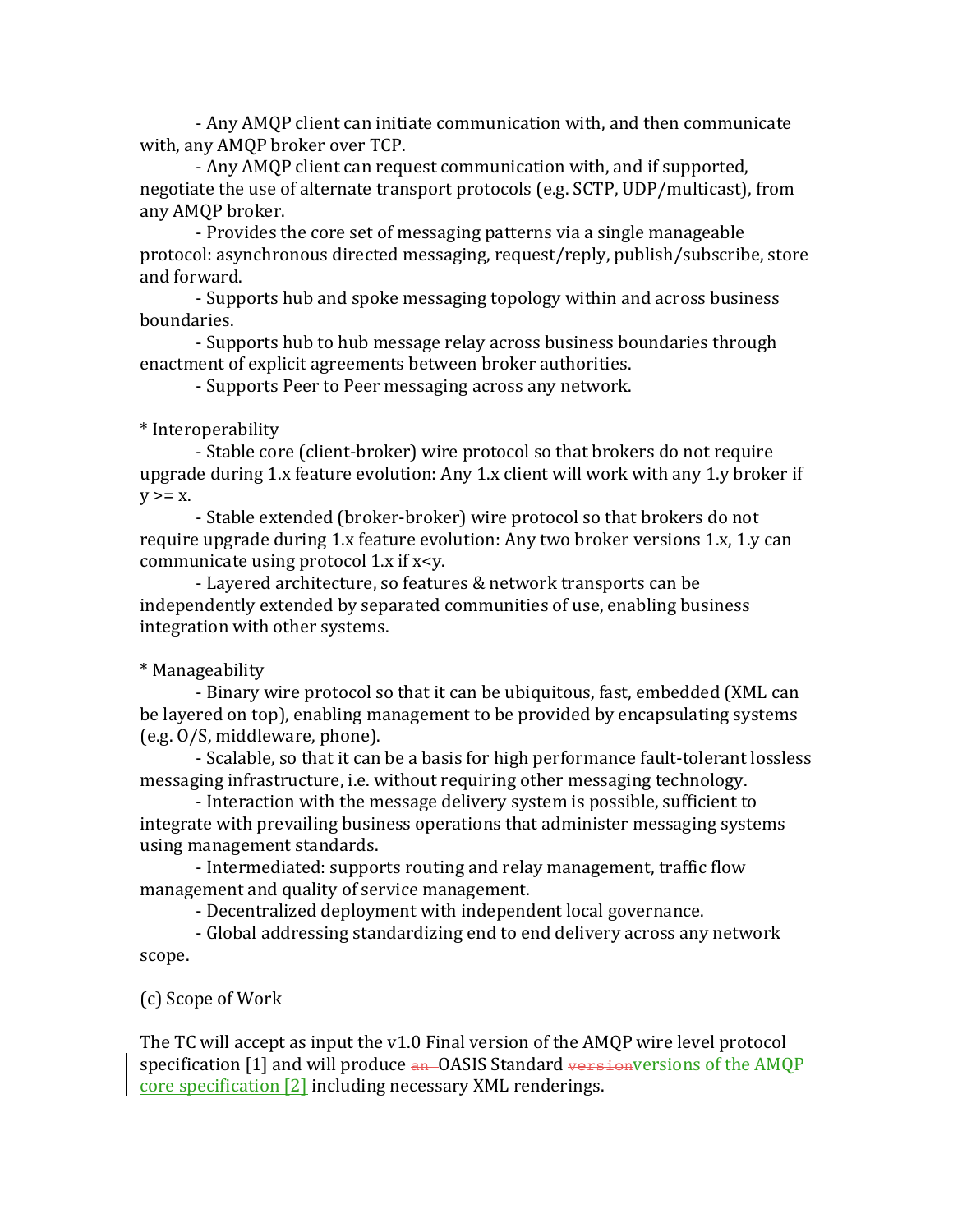- Any AMQP client can initiate communication with, and then communicate with, any AMQP broker over TCP.

- Any AMQP client can request communication with, and if supported, negotiate the use of alternate transport protocols (e.g. SCTP, UDP/multicast), from any AMQP broker.

- Provides the core set of messaging patterns via a single manageable protocol: asynchronous directed messaging, request/reply, publish/subscribe, store and forward.

- Supports hub and spoke messaging topology within and across business boundaries.

- Supports hub to hub message relay across business boundaries through enactment of explicit agreements between broker authorities.

- Supports Peer to Peer messaging across any network.

* Interoperability

- Stable core (client-broker) wire protocol so that brokers do not require upgrade during 1.x feature evolution: Any 1.x client will work with any 1.y broker if y >= x.

- Stable extended (broker-broker) wire protocol so that brokers do not require upgrade during 1.x feature evolution: Any two broker versions 1.x, 1.y can communicate using protocol 1.x if x<y.

- Layered architecture, so features & network transports can be independently extended by separated communities of use, enabling business integration with other systems.

* Manageability

- Binary wire protocol so that it can be ubiquitous, fast, embedded (XML can be layered on top), enabling management to be provided by encapsulating systems (e.g. O/S, middleware, phone).

- Scalable, so that it can be a basis for high performance fault-tolerant lossless messaging infrastructure, i.e. without requiring other messaging technology.

- Interaction with the message delivery system is possible, sufficient to integrate with prevailing business operations that administer messaging systems using management standards.

- Intermediated: supports routing and relay management, traffic flow management and quality of service management.

- Decentralized deployment with independent local governance.

- Global addressing standardizing end to end delivery across any network scope.

(c) Scope of Work

The TC will accept as input the v1.0 Final version of the AMQP wire level protocol specification [1] and will produce ~~an~~ OASIS Standard ~~version~~versions of the AMQP core specification [2] including necessary XML renderings.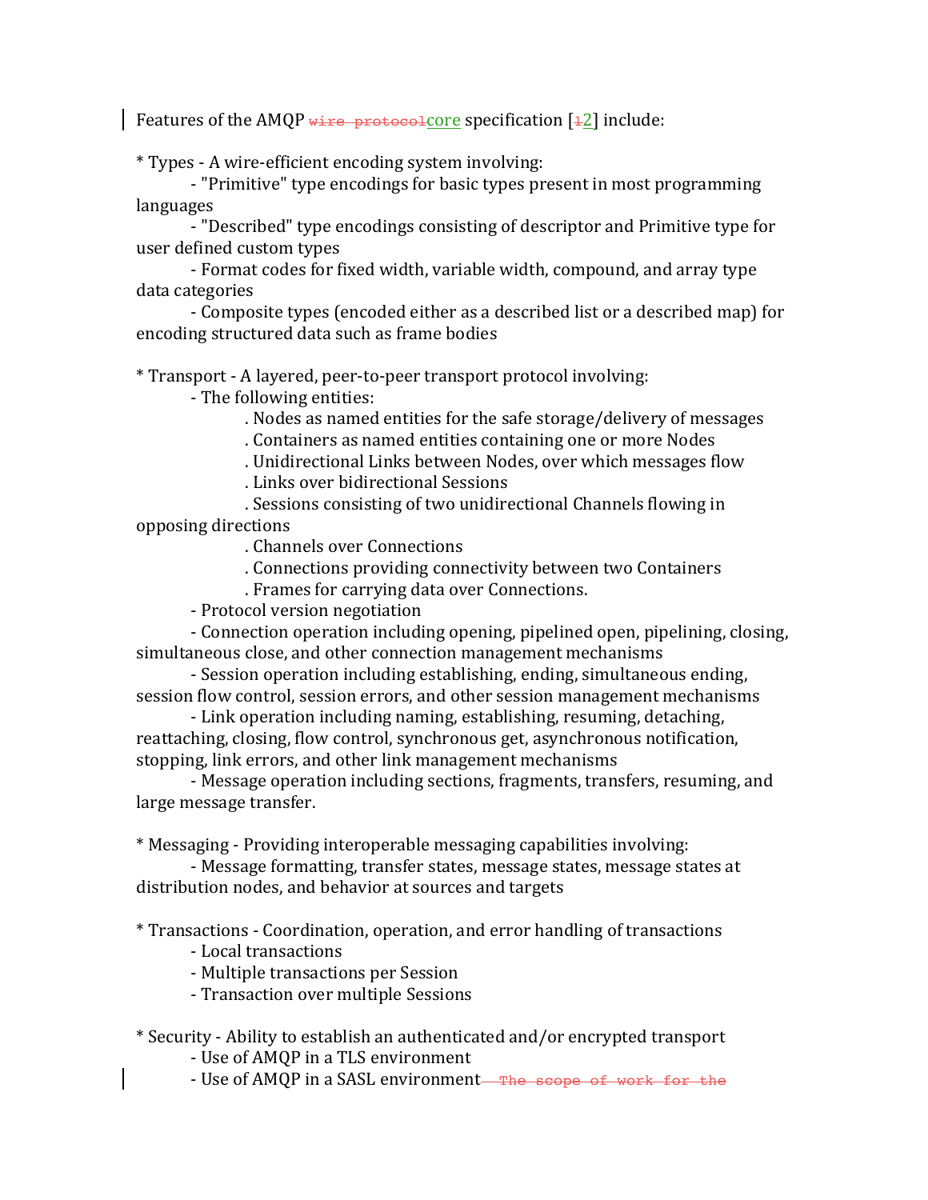Features of the AMQP ~~wire protocol~~core specification [~~1~~2] include:

* Types - A wire-efficient encoding system involving:
    - "Primitive" type encodings for basic types present in most programming languages
    - "Described" type encodings consisting of descriptor and Primitive type for user defined custom types
    - Format codes for fixed width, variable width, compound, and array type data categories
    - Composite types (encoded either as a described list or a described map) for encoding structured data such as frame bodies

* Transport - A layered, peer-to-peer transport protocol involving:
    - The following entities:
        . Nodes as named entities for the safe storage/delivery of messages
        . Containers as named entities containing one or more Nodes
        . Unidirectional Links between Nodes, over which messages flow
        . Links over bidirectional Sessions
        . Sessions consisting of two unidirectional Channels flowing in opposing directions
        . Channels over Connections
        . Connections providing connectivity between two Containers
        . Frames for carrying data over Connections.
    - Protocol version negotiation
    - Connection operation including opening, pipelined open, pipelining, closing, simultaneous close, and other connection management mechanisms
    - Session operation including establishing, ending, simultaneous ending, session flow control, session errors, and other session management mechanisms
    - Link operation including naming, establishing, resuming, detaching, reattaching, closing, flow control, synchronous get, asynchronous notification, stopping, link errors, and other link management mechanisms
    - Message operation including sections, fragments, transfers, resuming, and large message transfer.

* Messaging - Providing interoperable messaging capabilities involving:
    - Message formatting, transfer states, message states, message states at distribution nodes, and behavior at sources and targets

* Transactions - Coordination, operation, and error handling of transactions
    - Local transactions
    - Multiple transactions per Session
    - Transaction over multiple Sessions

* Security - Ability to establish an authenticated and/or encrypted transport
    - Use of AMQP in a TLS environment
    - Use of AMQP in a SASL environment~~ The scope of work for the~~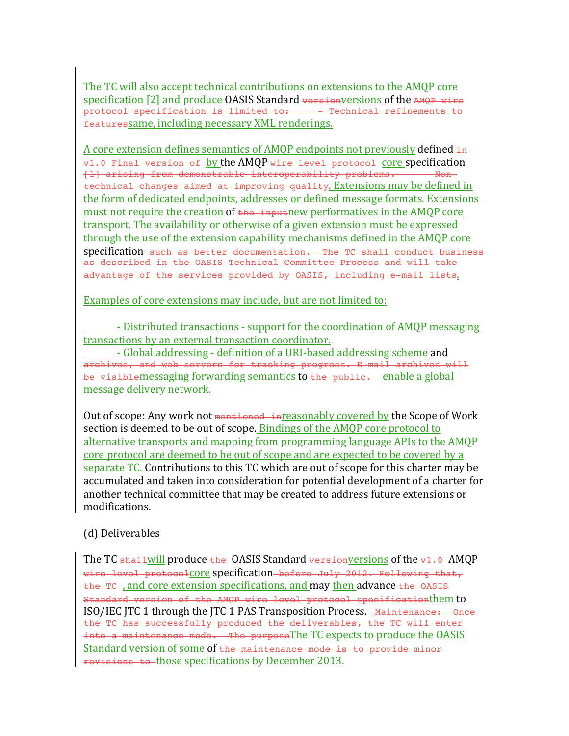The TC will also accept technical contributions on extensions to the AMQP core specification [2] and produce OASIS Standard ~~version~~versions of the ~~AMQP wire protocol specification is limited to: - Technical refinements to features~~same, including necessary XML renderings.

A core extension defines semantics of AMQP endpoints not previously defined ~~in v1.0 Final version of~~ by the AMQP ~~wire level protocol~~ core specification ~~[1] arising from demonstrable interoperability problems. - Non-technical changes aimed at improving quality~~. Extensions may be defined in the form of dedicated endpoints, addresses or defined message formats. Extensions must not require the creation of ~~the input~~new performatives in the AMQP core transport. The availability or otherwise of a given extension must be expressed through the use of the extension capability mechanisms defined in the AMQP core specification ~~such as better documentation. The TC shall conduct business as described in the OASIS Technical Committee Process and will take advantage of the services provided by OASIS, including e-mail lists~~.

Examples of core extensions may include, but are not limited to:

- Distributed transactions - support for the coordination of AMQP messaging transactions by an external transaction coordinator.
- Global addressing - definition of a URI-based addressing scheme and ~~archives, and web servers for tracking progress. E-mail archives will be visible~~messaging forwarding semantics to ~~the public.~~ enable a global message delivery network.

Out of scope: Any work not ~~mentioned in~~reasonably covered by the Scope of Work section is deemed to be out of scope. Bindings of the AMQP core protocol to alternative transports and mapping from programming language APIs to the AMQP core protocol are deemed to be out of scope and are expected to be covered by a separate TC. Contributions to this TC which are out of scope for this charter may be accumulated and taken into consideration for potential development of a charter for another technical committee that may be created to address future extensions or modifications.

(d) Deliverables

The TC ~~shall~~will produce ~~the~~ OASIS Standard ~~version~~versions of the ~~v1.0~~ AMQP ~~wire level protocol~~core specification ~~before July 2012. Following that, the TC~~, and core extension specifications, and may then advance ~~the OASIS Standard version of the AMQP wire level protocol specification~~them to ISO/IEC JTC 1 through the JTC 1 PAS Transposition Process. ~~Maintenance: Once the TC has successfully produced the deliverables, the TC will enter into a maintenance mode. The purpose~~The TC expects to produce the OASIS Standard version of some of ~~the maintenance mode is to provide minor revisions to~~ those specifications by December 2013.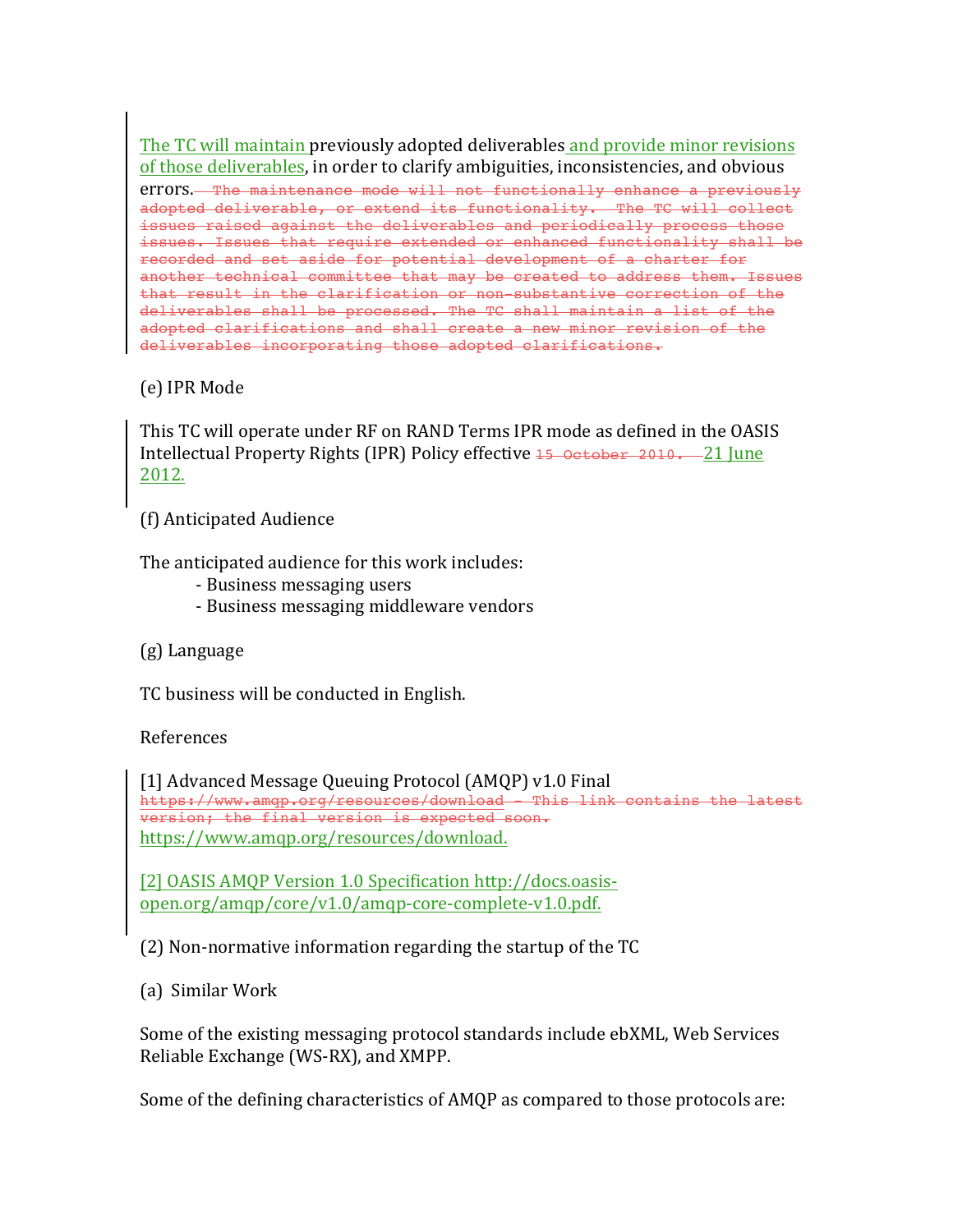The TC will maintain previously adopted deliverables and provide minor revisions of those deliverables, in order to clarify ambiguities, inconsistencies, and obvious errors. ~~The maintenance mode will not functionally enhance a previously adopted deliverable, or extend its functionality. The TC will collect issues raised against the deliverables and periodically process those issues. Issues that require extended or enhanced functionality shall be recorded and set aside for potential development of a charter for another technical committee that may be created to address them. Issues that result in the clarification or non-substantive correction of the deliverables shall be processed. The TC shall maintain a list of the adopted clarifications and shall create a new minor revision of the deliverables incorporating those adopted clarifications.~~

(e) IPR Mode

This TC will operate under RF on RAND Terms IPR mode as defined in the OASIS Intellectual Property Rights (IPR) Policy effective ~~15 October 2010.~~ 21 June 2012.

(f) Anticipated Audience

The anticipated audience for this work includes:

- Business messaging users
- Business messaging middleware vendors

(g) Language

TC business will be conducted in English.

References

[1] Advanced Message Queuing Protocol (AMQP) v1.0 Final
~~https://www.amqp.org/resources/download - This link contains the latest version; the final version is expected soon.~~
https://www.amqp.org/resources/download.

[2] OASIS AMQP Version 1.0 Specification http://docs.oasis-open.org/amqp/core/v1.0/amqp-core-complete-v1.0.pdf.

(2) Non-normative information regarding the startup of the TC

(a) Similar Work

Some of the existing messaging protocol standards include ebXML, Web Services Reliable Exchange (WS-RX), and XMPP.

Some of the defining characteristics of AMQP as compared to those protocols are: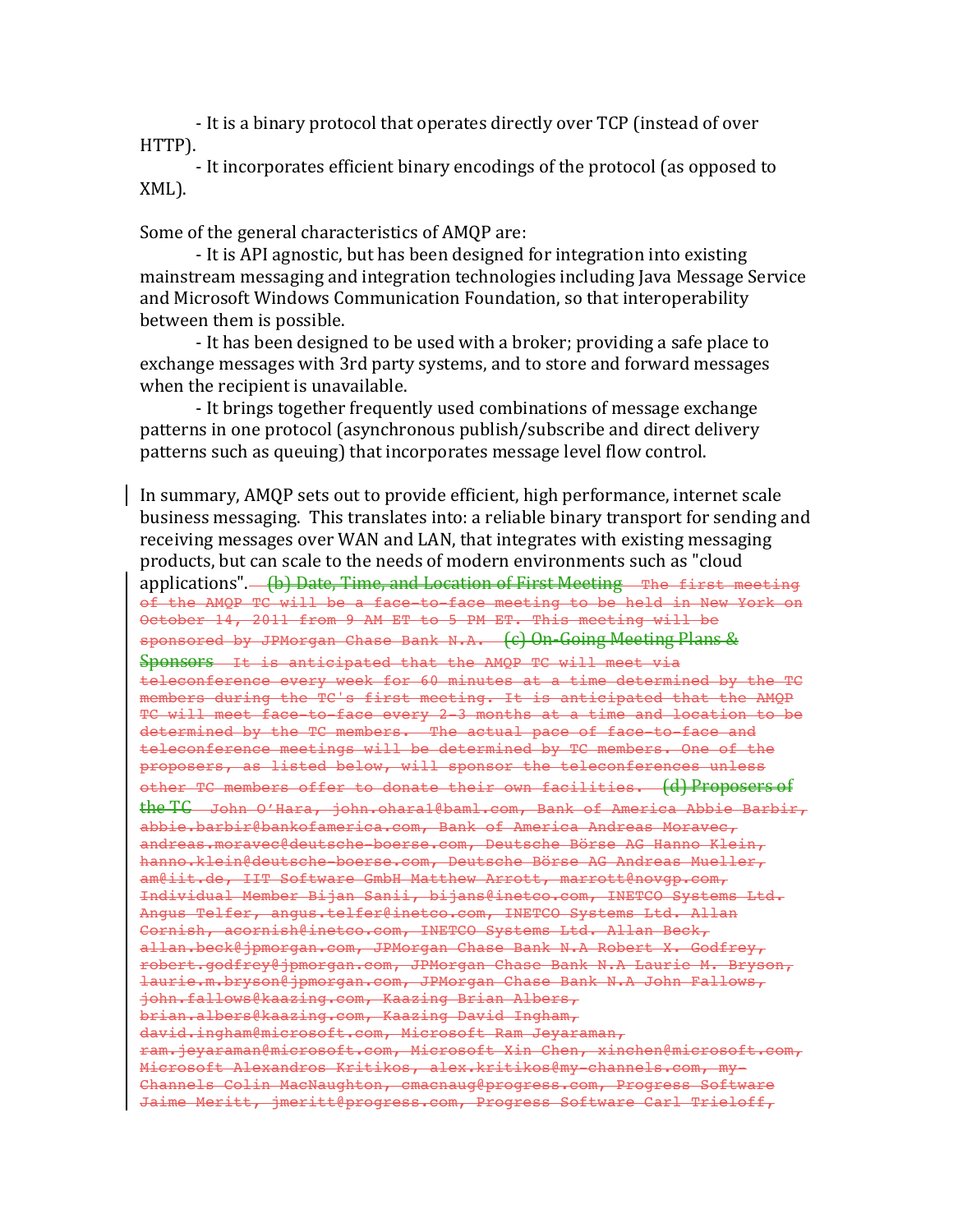- It is a binary protocol that operates directly over TCP (instead of over HTTP).
- It incorporates efficient binary encodings of the protocol (as opposed to XML).

Some of the general characteristics of AMQP are:

- It is API agnostic, but has been designed for integration into existing mainstream messaging and integration technologies including Java Message Service and Microsoft Windows Communication Foundation, so that interoperability between them is possible.
- It has been designed to be used with a broker; providing a safe place to exchange messages with 3rd party systems, and to store and forward messages when the recipient is unavailable.
- It brings together frequently used combinations of message exchange patterns in one protocol (asynchronous publish/subscribe and direct delivery patterns such as queuing) that incorporates message level flow control.

In summary, AMQP sets out to provide efficient, high performance, internet scale business messaging. This translates into: a reliable binary transport for sending and receiving messages over WAN and LAN, that integrates with existing messaging products, but can scale to the needs of modern environments such as "cloud applications". ~~(b) Date, Time, and Location of First Meeting The first meeting of the AMQP TC will be a face-to-face meeting to be held in New York on October 14, 2011 from 9 AM ET to 5 PM ET. This meeting will be sponsored by JPMorgan Chase Bank N.A. (c) On-Going Meeting Plans & Sponsors It is anticipated that the AMQP TC will meet via teleconference every week for 60 minutes at a time determined by the TC members during the TC's first meeting. It is anticipated that the AMQP TC will meet face-to-face every 2-3 months at a time and location to be determined by the TC members. The actual pace of face-to-face and teleconference meetings will be determined by TC members. One of the proposers, as listed below, will sponsor the teleconferences unless other TC members offer to donate their own facilities. (d) Proposers of the TC John O'Hara, john.ohara1@baml.com, Bank of America Abbie Barbir, abbie.barbir@bankofamerica.com, Bank of America Andreas Moravec, andreas.moravec@deutsche-boerse.com, Deutsche Börse AG Hanno Klein, hanno.klein@deutsche-boerse.com, Deutsche Börse AG Andreas Mueller, am@iit.de, IIT Software GmbH Matthew Arrott, marrott@novgp.com, Individual Member Bijan Sanii, bijans@inetco.com, INETCO Systems Ltd. Angus Telfer, angus.telfer@inetco.com, INETCO Systems Ltd. Allan Cornish, acornish@inetco.com, INETCO Systems Ltd. Allan Beck, allan.beck@jpmorgan.com, JPMorgan Chase Bank N.A Robert X. Godfrey, robert.godfrey@jpmorgan.com, JPMorgan Chase Bank N.A Laurie M. Bryson, laurie.m.bryson@jpmorgan.com, JPMorgan Chase Bank N.A John Fallows, john.fallows@kaazing.com, Kaazing Brian Albers, brian.albers@kaazing.com, Kaazing David Ingham, david.ingham@microsoft.com, Microsoft Ram Jeyaraman, ram.jeyaraman@microsoft.com, Microsoft Xin Chen, xinchen@microsoft.com, Microsoft Alexandros Kritikos, alex.kritikos@my-channels.com, my-Channels Colin MacNaughton, cmacnaug@progress.com, Progress Software Jaime Meritt, jmeritt@progress.com, Progress Software Carl Trieloff,~~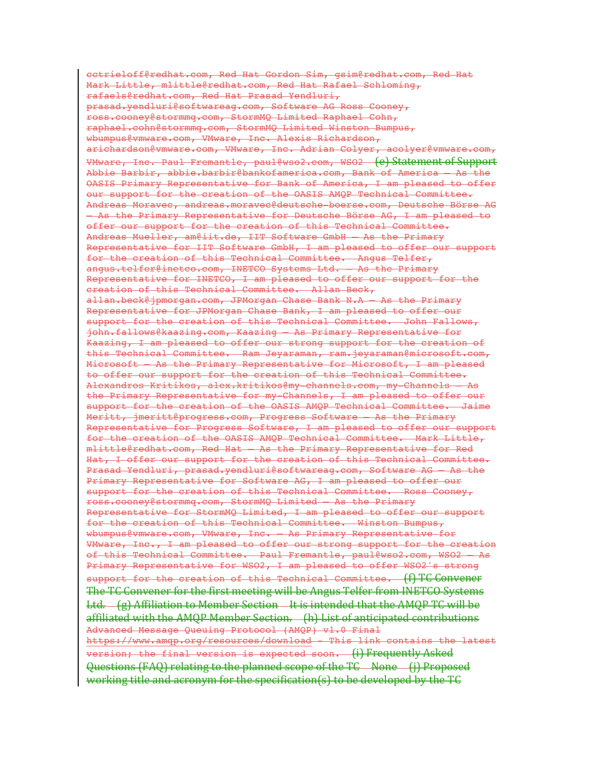cctrieloff@redhat.com, Red Hat Gordon Sim, gsim@redhat.com, Red Hat Mark Little, mlittle@redhat.com, Red Hat Rafael Schloming, rafaels@redhat.com, Red Hat Prasad Yendluri, prasad.yendluri@softwareag.com, Software AG Ross Cooney, ross.cooney@stormmq.com, StormMQ Limited Raphael Cohn, raphael.cohn@stormmq.com, StormMQ Limited Winston Bumpus, wbumpus@vmware.com, VMware, Inc. Alexis Richardson, arichardson@vmware.com, VMware, Inc. Adrian Colyer, acolyer@vmware.com, VMware, Inc. Paul Fremantle, paul@wso2.com, WSO2 (e) Statement of Support Abbie Barbir, abbie.barbir@bankofamerica.com, Bank of America – As the OASIS Primary Representative for Bank of America, I am pleased to offer our support for the creation of the OASIS AMQP Technical Committee. Andreas Moravec, andreas.moravec@deutsche-boerse.com, Deutsche Börse AG – As the Primary Representative for Deutsche Börse AG, I am pleased to offer our support for the creation of this Technical Committee. Andreas Mueller, am@iit.de, IIT Software GmbH – As the Primary Representative for IIT Software GmbH, I am pleased to offer our support for the creation of this Technical Committee. Angus Telfer, angus.telfer@inetco.com, INETCO Systems Ltd. – As the Primary Representative for INETCO, I am pleased to offer our support for the creation of this Technical Committee. Allan Beck, allan.beck@jpmorgan.com, JPMorgan Chase Bank N.A – As the Primary Representative for JPMorgan Chase Bank, I am pleased to offer our support for the creation of this Technical Committee. John Fallows, john.fallows@kaazing.com, Kaazing – As Primary Representative for Kaazing, I am pleased to offer our strong support for the creation of this Technical Committee. Ram Jeyaraman, ram.jeyaraman@microsoft.com, Microsoft – As the Primary Representative for Microsoft, I am pleased to offer our support for the creation of this Technical Committee. Alexandros Kritikos, alex.kritikos@my-channels.com, my-Channels – As the Primary Representative for my-Channels, I am pleased to offer our support for the creation of the OASIS AMQP Technical Committee. Jaime Meritt, jmeritt@progress.com, Progress Software – As the Primary Representative for Progress Software, I am pleased to offer our support for the creation of the OASIS AMQP Technical Committee. Mark Little, mlittle@redhat.com, Red Hat – As the Primary Representative for Red Hat, I offer our support for the creation of this Technical Committee. Prasad Yendluri, prasad.yendluri@softwareag.com, Software AG – As the Primary Representative for Software AG, I am pleased to offer our support for the creation of this Technical Committee. Ross Cooney, ross.cooney@stormmq.com, StormMQ Limited – As the Primary Representative for StormMQ Limited, I am pleased to offer our support for the creation of this Technical Committee. Winston Bumpus, wbumpus@vmware.com, VMware, Inc. – As Primary Representative for VMware, Inc., I am pleased to offer our strong support for the creation of this Technical Committee. Paul Fremantle, paul@wso2.com, WSO2 – As Primary Representative for WSO2, I am pleased to offer WSO2's strong support for the creation of this Technical Committee. (f) TC Convener The TC Convener for the first meeting will be Angus Telfer from INETCO Systems Ltd. (g) Affiliation to Member Section It is intended that the AMQP TC will be affiliated with the AMQP Member Section. (h) List of anticipated contributions Advanced Message Queuing Protocol (AMQP) v1.0 Final https://www.amqp.org/resources/download - This link contains the latest version; the final version is expected soon. (i) Frequently Asked Questions (FAQ) relating to the planned scope of the TC None (j) Proposed working title and acronym for the specification(s) to be developed by the TC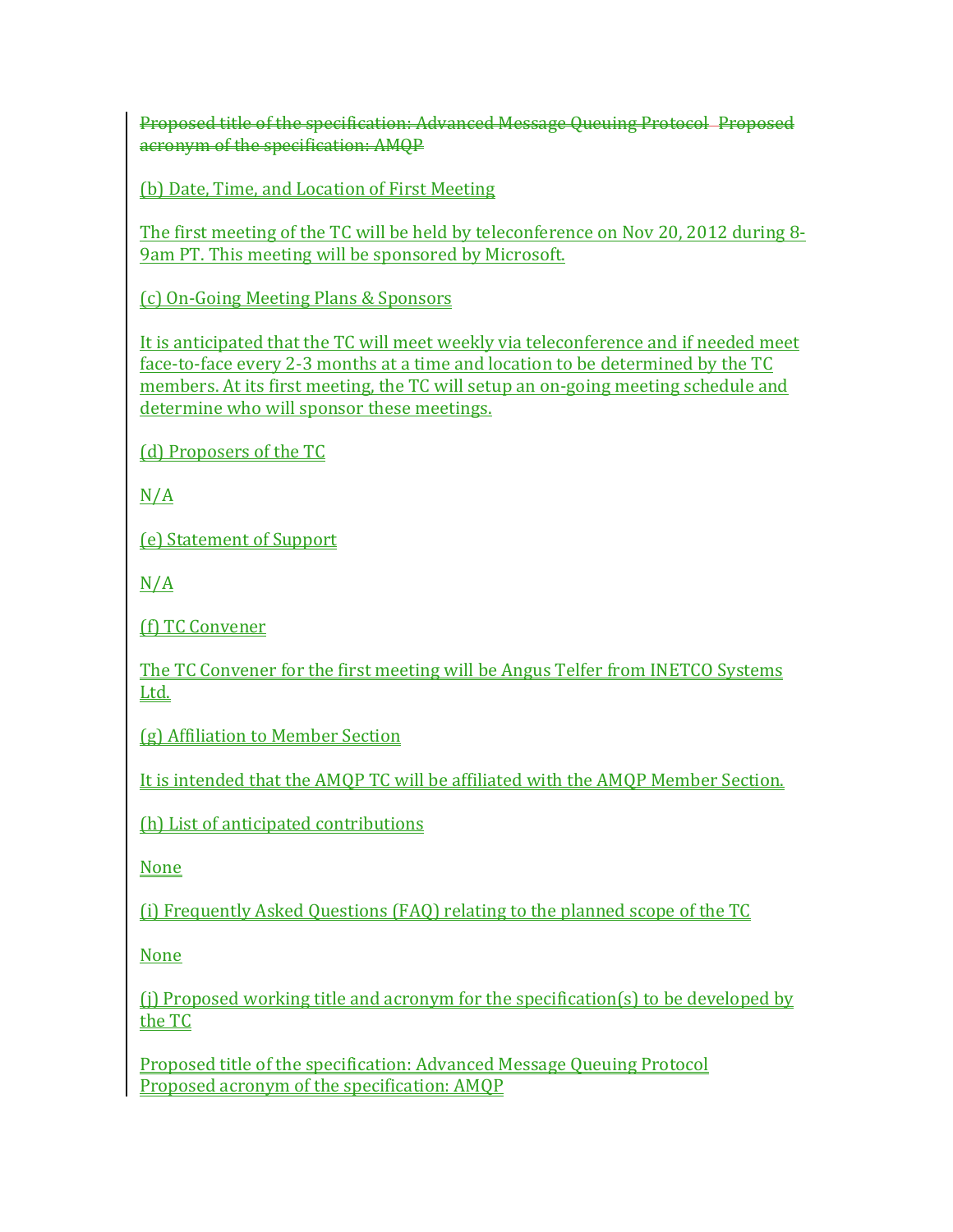~~Proposed title of the specification: Advanced Message Queuing Protocol Proposed acronym of the specification: AMQP~~

(b) Date, Time, and Location of First Meeting

The first meeting of the TC will be held by teleconference on Nov 20, 2012 during 8-9am PT. This meeting will be sponsored by Microsoft.

(c) On-Going Meeting Plans & Sponsors

It is anticipated that the TC will meet weekly via teleconference and if needed meet face-to-face every 2-3 months at a time and location to be determined by the TC members. At its first meeting, the TC will setup an on-going meeting schedule and determine who will sponsor these meetings.

(d) Proposers of the TC

N/A

(e) Statement of Support

N/A

(f) TC Convener

The TC Convener for the first meeting will be Angus Telfer from INETCO Systems Ltd.

(g) Affiliation to Member Section

It is intended that the AMQP TC will be affiliated with the AMQP Member Section.

(h) List of anticipated contributions

None

(i) Frequently Asked Questions (FAQ) relating to the planned scope of the TC

None

(j) Proposed working title and acronym for the specification(s) to be developed by the TC

Proposed title of the specification: Advanced Message Queuing Protocol
Proposed acronym of the specification: AMQP